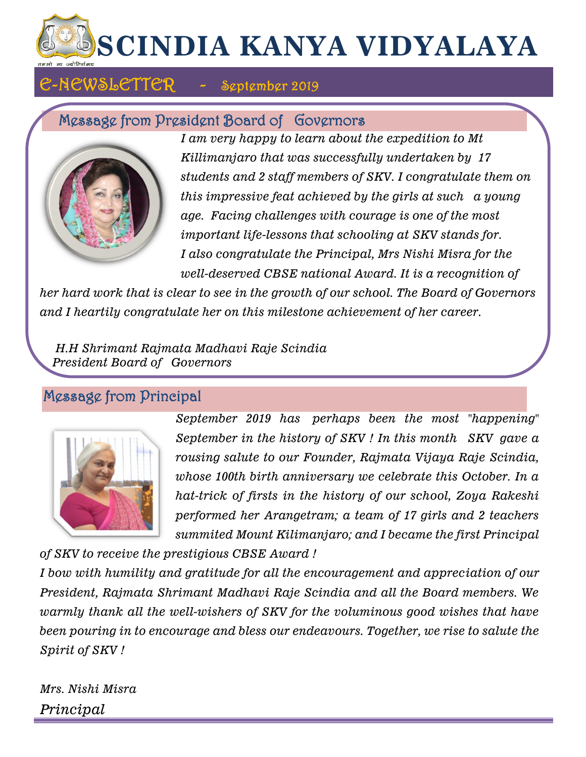# SCINDIA KANYA VIDYALAYA

तमसो मा ज्योतिर्गमय

## E-NEWSLETTER - September 2019

## Message from President Board of Governors

*I am very happy to learn about the expedition to Mt Killimanjaro that was successfully undertaken by 17 students and 2 staff members of SKV. I congratulate them on this impressive feat achieved by the girls at such a young age. Facing challenges with courage is one of the most important life-lessons that schooling at SKV stands for. I also congratulate the Principal, Mrs Nishi Misra for the well-deserved CBSE national Award. It is a recognition of her hard work that is clear to see in the growth of our school. The Board of Governors and I heartily congratulate her on this milestone achievement of her career.*

*H.H Shrimant Rajmata Madhavi Raje Scindia*
*President Board of Governors*

## Message from Principal

*September 2019 has perhaps been the most "happening" September in the history of SKV ! In this month SKV gave a rousing salute to our Founder, Rajmata Vijaya Raje Scindia, whose 100th birth anniversary we celebrate this October. In a hat-trick of firsts in the history of our school, Zoya Rakeshi performed her Arangetram; a team of 17 girls and 2 teachers summited Mount Kilimanjaro; and I became the first Principal of SKV to receive the prestigious CBSE Award !*

*I bow with humility and gratitude for all the encouragement and appreciation of our President, Rajmata Shrimant Madhavi Raje Scindia and all the Board members. We warmly thank all the well-wishers of SKV for the voluminous good wishes that have been pouring in to encourage and bless our endeavours. Together, we rise to salute the Spirit of SKV !*

*Mrs. Nishi Misra*
*Principal*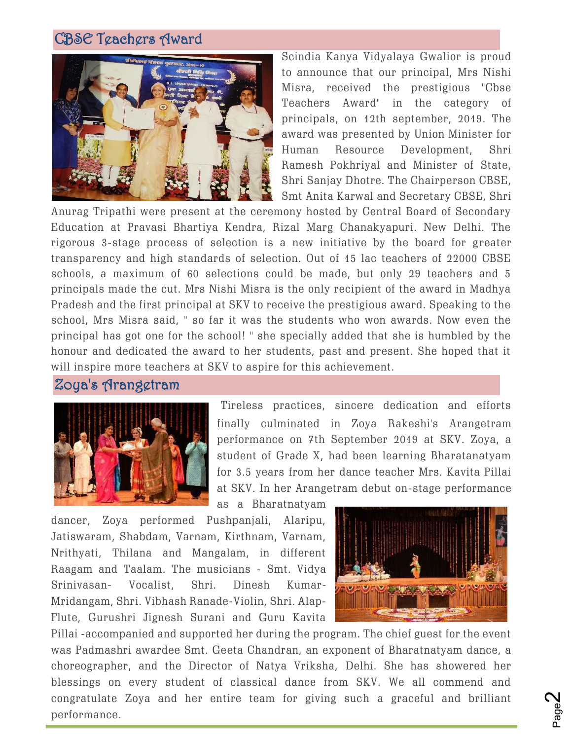## CBSE Teachers Award

Scindia Kanya Vidyalaya Gwalior is proud to announce that our principal, Mrs Nishi Misra, received the prestigious "Cbse Teachers Award" in the category of principals, on 12th september, 2019. The award was presented by Union Minister for Human Resource Development, Shri Ramesh Pokhriyal and Minister of State, Shri Sanjay Dhotre. The Chairperson CBSE, Smt Anita Karwal and Secretary CBSE, Shri Anurag Tripathi were present at the ceremony hosted by Central Board of Secondary Education at Pravasi Bhartiya Kendra, Rizal Marg Chanakyapuri. New Delhi. The rigorous 3-stage process of selection is a new initiative by the board for greater transparency and high standards of selection. Out of 15 lac teachers of 22000 CBSE schools, a maximum of 60 selections could be made, but only 29 teachers and 5 principals made the cut. Mrs Nishi Misra is the only recipient of the award in Madhya Pradesh and the first principal at SKV to receive the prestigious award. Speaking to the school, Mrs Misra said, " so far it was the students who won awards. Now even the principal has got one for the school! " she specially added that she is humbled by the honour and dedicated the award to her students, past and present. She hoped that it will inspire more teachers at SKV to aspire for this achievement.

## Zoya's Arangetram

Tireless practices, sincere dedication and efforts finally culminated in Zoya Rakeshi's Arangetram performance on 7th September 2019 at SKV. Zoya, a student of Grade X, had been learning Bharatanatyam for 3.5 years from her dance teacher Mrs. Kavita Pillai at SKV. In her Arangetram debut on-stage performance as a Bharatnatyam dancer, Zoya performed Pushpanjali, Alaripu, Jatiswaram, Shabdam, Varnam, Kirthnam, Varnam, Nrithyati, Thilana and Mangalam, in different Raagam and Taalam. The musicians - Smt. Vidya Srinivasan- Vocalist, Shri. Dinesh Kumar- Mridangam, Shri. Vibhash Ranade-Violin, Shri. Alap- Flute, Gurushri Jignesh Surani and Guru Kavita Pillai -accompanied and supported her during the program. The chief guest for the event was Padmashri awardee Smt. Geeta Chandran, an exponent of Bharatnatyam dance, a choreographer, and the Director of Natya Vriksha, Delhi. She has showered her blessings on every student of classical dance from SKV. We all commend and congratulate Zoya and her entire team for giving such a graceful and brilliant performance.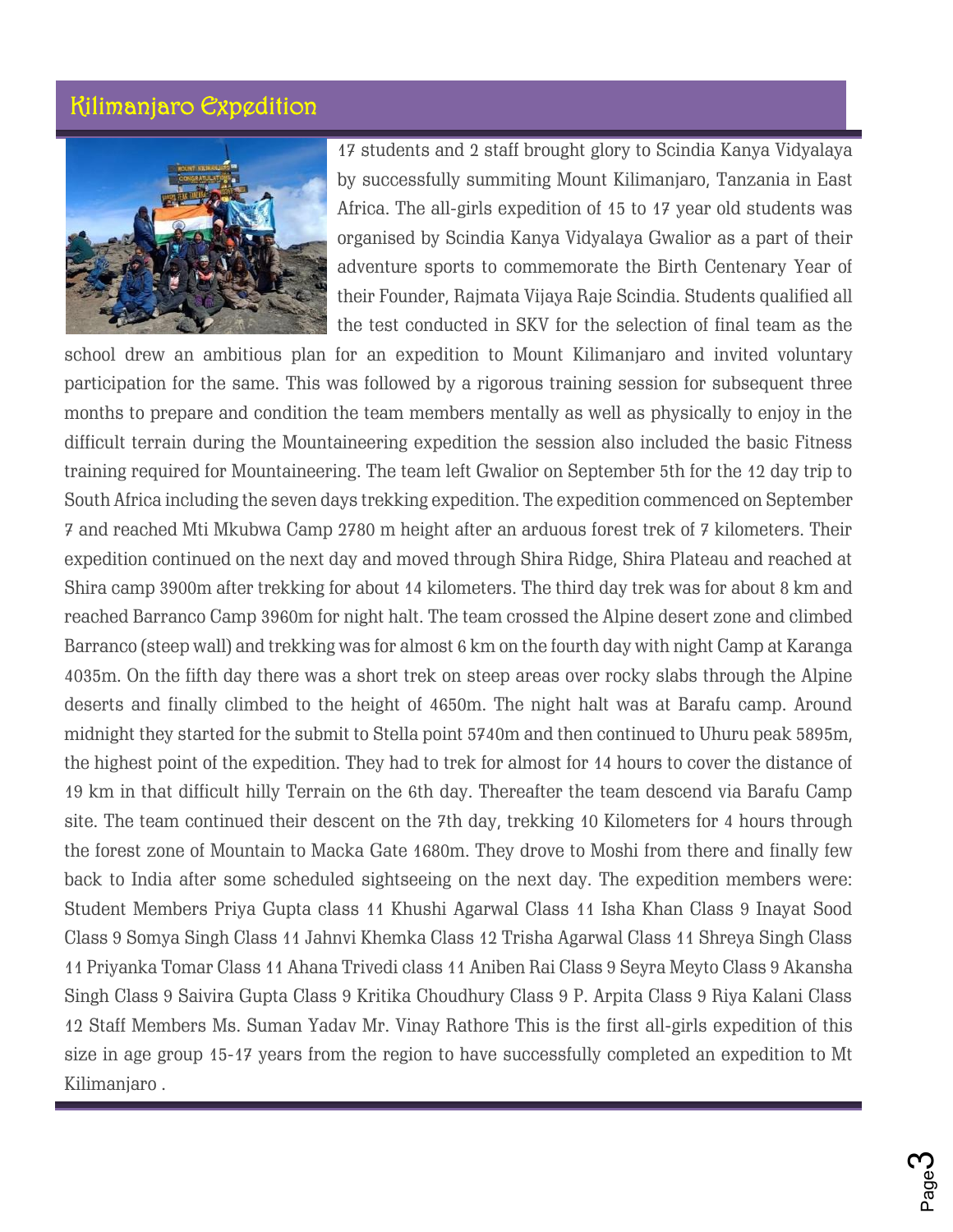## Kilimanjaro Expedition

17 students and 2 staff brought glory to Scindia Kanya Vidyalaya by successfully summiting Mount Kilimanjaro, Tanzania in East Africa. The all-girls expedition of 15 to 17 year old students was organised by Scindia Kanya Vidyalaya Gwalior as a part of their adventure sports to commemorate the Birth Centenary Year of their Founder, Rajmata Vijaya Raje Scindia. Students qualified all the test conducted in SKV for the selection of final team as the school drew an ambitious plan for an expedition to Mount Kilimanjaro and invited voluntary participation for the same. This was followed by a rigorous training session for subsequent three months to prepare and condition the team members mentally as well as physically to enjoy in the difficult terrain during the Mountaineering expedition the session also included the basic Fitness training required for Mountaineering. The team left Gwalior on September 5th for the 12 day trip to South Africa including the seven days trekking expedition. The expedition commenced on September 7 and reached Mti Mkubwa Camp 2780 m height after an arduous forest trek of 7 kilometers. Their expedition continued on the next day and moved through Shira Ridge, Shira Plateau and reached at Shira camp 3900m after trekking for about 14 kilometers. The third day trek was for about 8 km and reached Barranco Camp 3960m for night halt. The team crossed the Alpine desert zone and climbed Barranco (steep wall) and trekking was for almost 6 km on the fourth day with night Camp at Karanga 4035m. On the fifth day there was a short trek on steep areas over rocky slabs through the Alpine deserts and finally climbed to the height of 4650m. The night halt was at Barafu camp. Around midnight they started for the submit to Stella point 5740m and then continued to Uhuru peak 5895m, the highest point of the expedition. They had to trek for almost for 14 hours to cover the distance of 19 km in that difficult hilly Terrain on the 6th day. Thereafter the team descend via Barafu Camp site. The team continued their descent on the 7th day, trekking 10 Kilometers for 4 hours through the forest zone of Mountain to Macka Gate 1680m. They drove to Moshi from there and finally few back to India after some scheduled sightseeing on the next day. The expedition members were: Student Members Priya Gupta class 11 Khushi Agarwal Class 11 Isha Khan Class 9 Inayat Sood Class 9 Somya Singh Class 11 Jahnvi Khemka Class 12 Trisha Agarwal Class 11 Shreya Singh Class 11 Priyanka Tomar Class 11 Ahana Trivedi class 11 Aniben Rai Class 9 Seyra Meyto Class 9 Akansha Singh Class 9 Saivira Gupta Class 9 Kritika Choudhury Class 9 P. Arpita Class 9 Riya Kalani Class 12 Staff Members Ms. Suman Yadav Mr. Vinay Rathore This is the first all-girls expedition of this size in age group 15-17 years from the region to have successfully completed an expedition to Mt Kilimanjaro .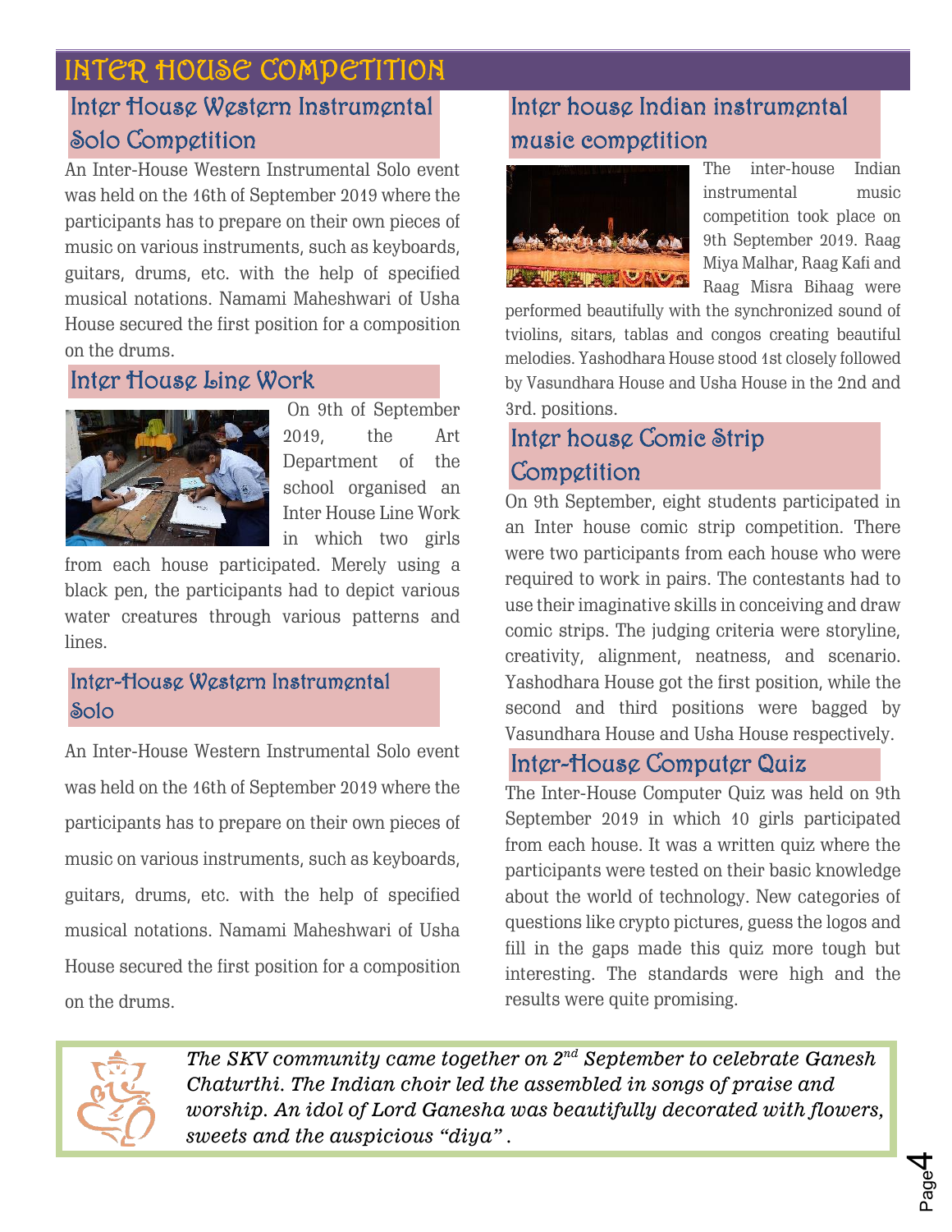# INTER HOUSE COMPETITION

## Inter House Western Instrumental Solo Competition

An Inter-House Western Instrumental Solo event was held on the 16th of September 2019 where the participants has to prepare on their own pieces of music on various instruments, such as keyboards, guitars, drums, etc. with the help of specified musical notations. Namami Maheshwari of Usha House secured the first position for a composition on the drums.

## Inter House Line Work

On 9th of September 2019, the Art Department of the school organised an Inter House Line Work in which two girls from each house participated. Merely using a black pen, the participants had to depict various water creatures through various patterns and lines.

## Inter-House Western Instrumental Solo

An Inter-House Western Instrumental Solo event was held on the 16th of September 2019 where the participants has to prepare on their own pieces of music on various instruments, such as keyboards, guitars, drums, etc. with the help of specified musical notations. Namami Maheshwari of Usha House secured the first position for a composition on the drums.

## Inter house Indian instrumental music competition

The inter-house Indian instrumental music competition took place on 9th September 2019. Raag Miya Malhar, Raag Kafi and Raag Misra Bihaag were performed beautifully with the synchronized sound of tviolins, sitars, tablas and congos creating beautiful melodies. Yashodhara House stood 1st closely followed by Vasundhara House and Usha House in the 2nd and 3rd. positions.

## Inter house Comic Strip Competition

On 9th September, eight students participated in an Inter house comic strip competition. There were two participants from each house who were required to work in pairs. The contestants had to use their imaginative skills in conceiving and draw comic strips. The judging criteria were storyline, creativity, alignment, neatness, and scenario. Yashodhara House got the first position, while the second and third positions were bagged by Vasundhara House and Usha House respectively.

## Inter-House Computer Quiz

The Inter-House Computer Quiz was held on 9th September 2019 in which 10 girls participated from each house. It was a written quiz where the participants were tested on their basic knowledge about the world of technology. New categories of questions like crypto pictures, guess the logos and fill in the gaps made this quiz more tough but interesting. The standards were high and the results were quite promising.

*The SKV community came together on 2nd September to celebrate Ganesh Chaturthi. The Indian choir led the assembled in songs of praise and worship. An idol of Lord Ganesha was beautifully decorated with flowers, sweets and the auspicious "diya" .*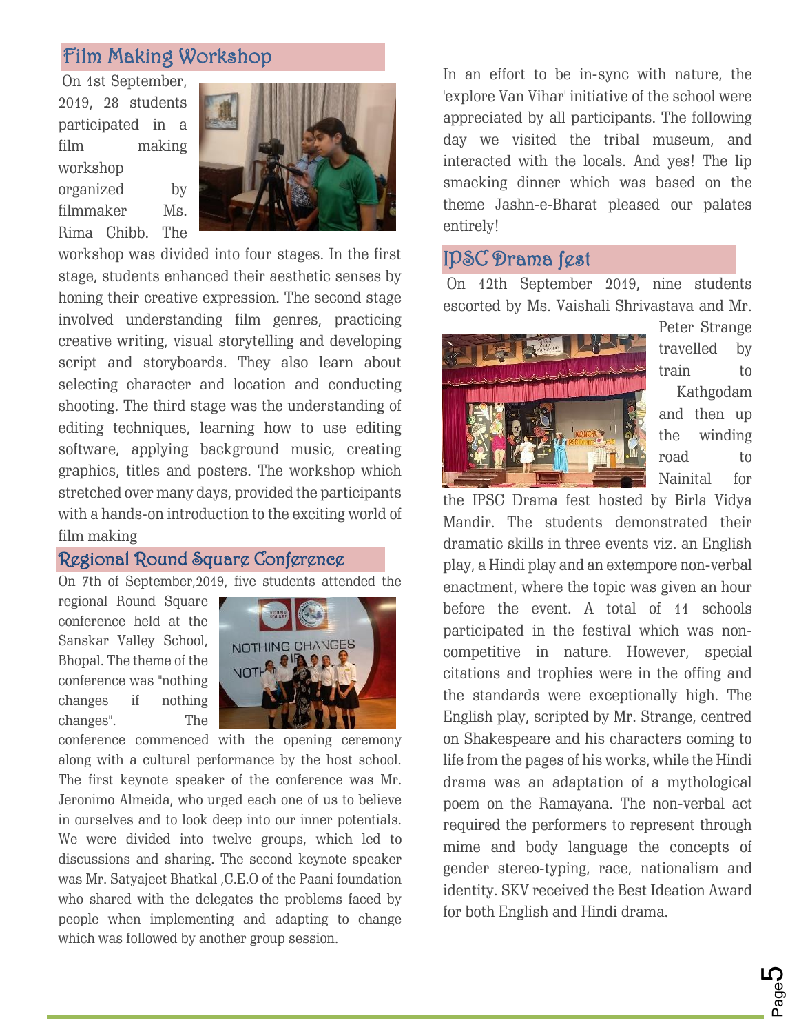## Film Making Workshop

On 1st September, 2019, 28 students participated in a film making workshop organized by filmmaker Ms. Rima Chibb. The workshop was divided into four stages. In the first stage, students enhanced their aesthetic senses by honing their creative expression. The second stage involved understanding film genres, practicing creative writing, visual storytelling and developing script and storyboards. They also learn about selecting character and location and conducting shooting. The third stage was the understanding of editing techniques, learning how to use editing software, applying background music, creating graphics, titles and posters. The workshop which stretched over many days, provided the participants with a hands-on introduction to the exciting world of film making

## Regional Round Square Conference

On 7th of September,2019, five students attended the regional Round Square conference held at the Sanskar Valley School, Bhopal. The theme of the conference was "nothing changes if nothing changes". The conference commenced with the opening ceremony along with a cultural performance by the host school. The first keynote speaker of the conference was Mr. Jeronimo Almeida, who urged each one of us to believe in ourselves and to look deep into our inner potentials. We were divided into twelve groups, which led to discussions and sharing. The second keynote speaker was Mr. Satyajeet Bhatkal ,C.E.O of the Paani foundation who shared with the delegates the problems faced by people when implementing and adapting to change which was followed by another group session.

In an effort to be in-sync with nature, the 'explore Van Vihar' initiative of the school were appreciated by all participants. The following day we visited the tribal museum, and interacted with the locals. And yes! The lip smacking dinner which was based on the theme Jashn-e-Bharat pleased our palates entirely!

## IPSC Drama fest

On 12th September 2019, nine students escorted by Ms. Vaishali Shrivastava and Mr. Peter Strange travelled by train to Kathgodam and then up the winding road to Nainital for the IPSC Drama fest hosted by Birla Vidya Mandir. The students demonstrated their dramatic skills in three events viz. an English play, a Hindi play and an extempore non-verbal enactment, where the topic was given an hour before the event. A total of 11 schools participated in the festival which was non-competitive in nature. However, special citations and trophies were in the offing and the standards were exceptionally high. The English play, scripted by Mr. Strange, centred on Shakespeare and his characters coming to life from the pages of his works, while the Hindi drama was an adaptation of a mythological poem on the Ramayana. The non-verbal act required the performers to represent through mime and body language the concepts of gender stereo-typing, race, nationalism and identity. SKV received the Best Ideation Award for both English and Hindi drama.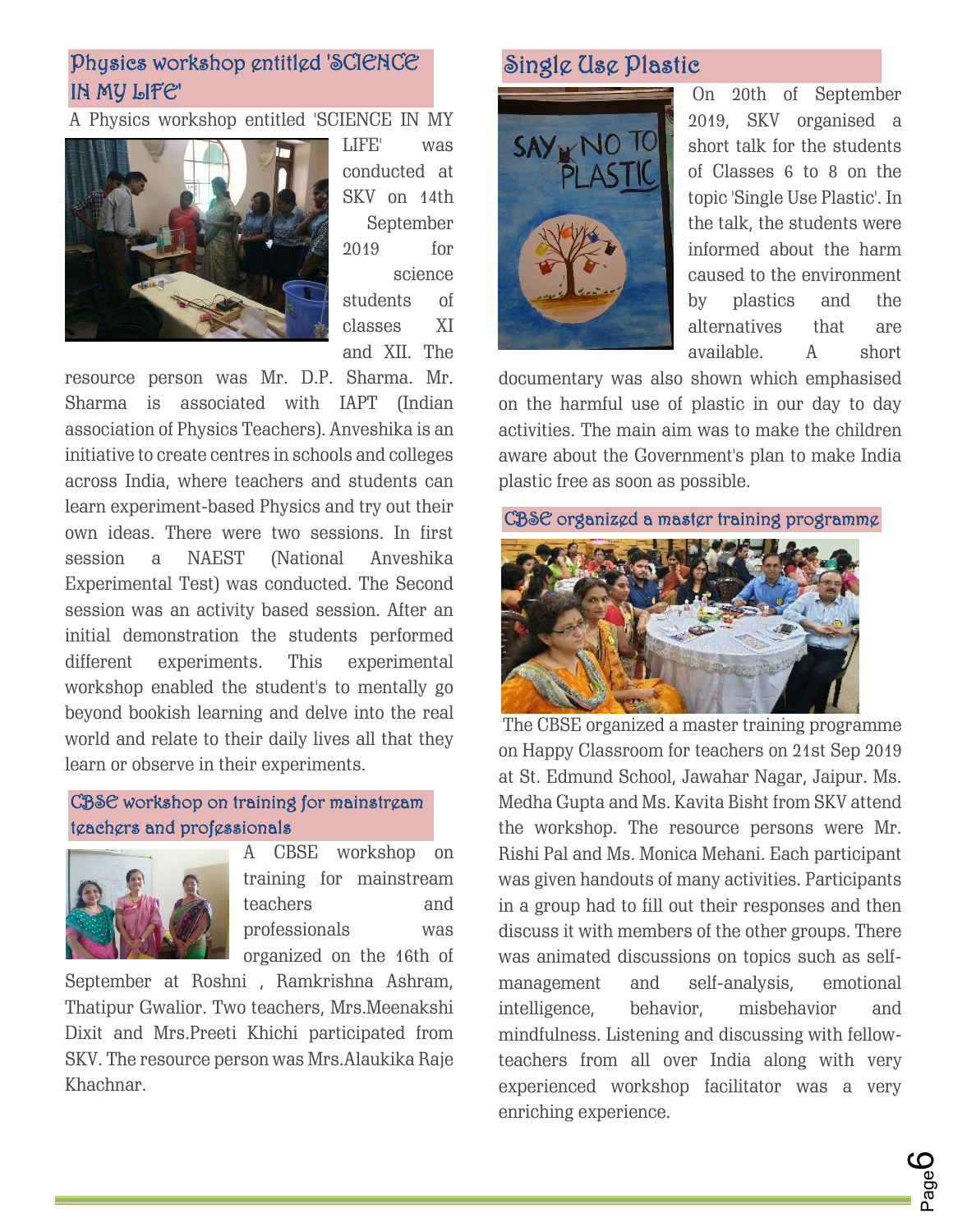## Physics workshop entitled 'SCIENCE IN MY LIFE'

A Physics workshop entitled 'SCIENCE IN MY LIFE' was conducted at SKV on 14th September 2019 for science students of classes XI and XII. The resource person was Mr. D.P. Sharma. Mr. Sharma is associated with IAPT (Indian association of Physics Teachers). Anveshika is an initiative to create centres in schools and colleges across India, where teachers and students can learn experiment-based Physics and try out their own ideas. There were two sessions. In first session a NAEST (National Anveshika Experimental Test) was conducted. The Second session was an activity based session. After an initial demonstration the students performed different experiments. This experimental workshop enabled the student's to mentally go beyond bookish learning and delve into the real world and relate to their daily lives all that they learn or observe in their experiments.

## CBSE workshop on training for mainstream teachers and professionals

A CBSE workshop on training for mainstream teachers and professionals was organized on the 16th of September at Roshni , Ramkrishna Ashram, Thatipur Gwalior. Two teachers, Mrs.Meenakshi Dixit and Mrs.Preeti Khichi participated from SKV. The resource person was Mrs.Alaukika Raje Khachnar.

## Single Use Plastic

On 20th of September 2019, SKV organised a short talk for the students of Classes 6 to 8 on the topic 'Single Use Plastic'. In the talk, the students were informed about the harm caused to the environment by plastics and the alternatives that are available. A short documentary was also shown which emphasised on the harmful use of plastic in our day to day activities. The main aim was to make the children aware about the Government's plan to make India plastic free as soon as possible.

## CBSE organized a master training programme

The CBSE organized a master training programme on Happy Classroom for teachers on 21st Sep 2019 at St. Edmund School, Jawahar Nagar, Jaipur. Ms. Medha Gupta and Ms. Kavita Bisht from SKV attend the workshop. The resource persons were Mr. Rishi Pal and Ms. Monica Mehani. Each participant was given handouts of many activities. Participants in a group had to fill out their responses and then discuss it with members of the other groups. There was animated discussions on topics such as self-management and self-analysis, emotional intelligence, behavior, misbehavior and mindfulness. Listening and discussing with fellow-teachers from all over India along with very experienced workshop facilitator was a very enriching experience.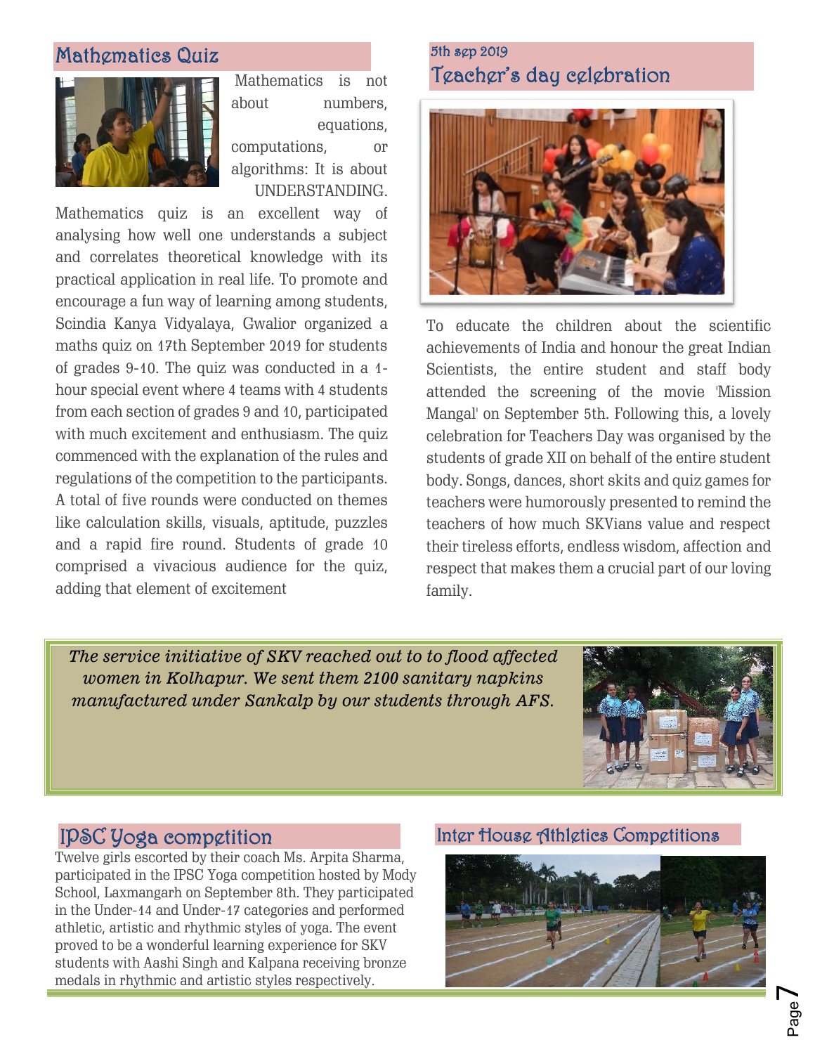## Mathematics Quiz

Mathematics is not about numbers, equations, computations, or algorithms: It is about UNDERSTANDING.

Mathematics quiz is an excellent way of analysing how well one understands a subject and correlates theoretical knowledge with its practical application in real life. To promote and encourage a fun way of learning among students, Scindia Kanya Vidyalaya, Gwalior organized a maths quiz on 17th September 2019 for students of grades 9-10. The quiz was conducted in a 1-hour special event where 4 teams with 4 students from each section of grades 9 and 10, participated with much excitement and enthusiasm. The quiz commenced with the explanation of the rules and regulations of the competition to the participants. A total of five rounds were conducted on themes like calculation skills, visuals, aptitude, puzzles and a rapid fire round. Students of grade 10 comprised a vivacious audience for the quiz, adding that element of excitement

5th sep 2019

## Teacher's day celebration

To educate the children about the scientific achievements of India and honour the great Indian Scientists, the entire student and staff body attended the screening of the movie 'Mission Mangal' on September 5th. Following this, a lovely celebration for Teachers Day was organised by the students of grade XII on behalf of the entire student body. Songs, dances, short skits and quiz games for teachers were humorously presented to remind the teachers of how much SKVians value and respect their tireless efforts, endless wisdom, affection and respect that makes them a crucial part of our loving family.

*The service initiative of SKV reached out to to flood affected women in Kolhapur. We sent them 2100 sanitary napkins manufactured under Sankalp by our students through AFS.*

## IPSC Yoga competition

Twelve girls escorted by their coach Ms. Arpita Sharma, participated in the IPSC Yoga competition hosted by Mody School, Laxmangarh on September 8th. They participated in the Under-14 and Under-17 categories and performed athletic, artistic and rhythmic styles of yoga. The event proved to be a wonderful learning experience for SKV students with Aashi Singh and Kalpana receiving bronze medals in rhythmic and artistic styles respectively.

## Inter House Athletics Competitions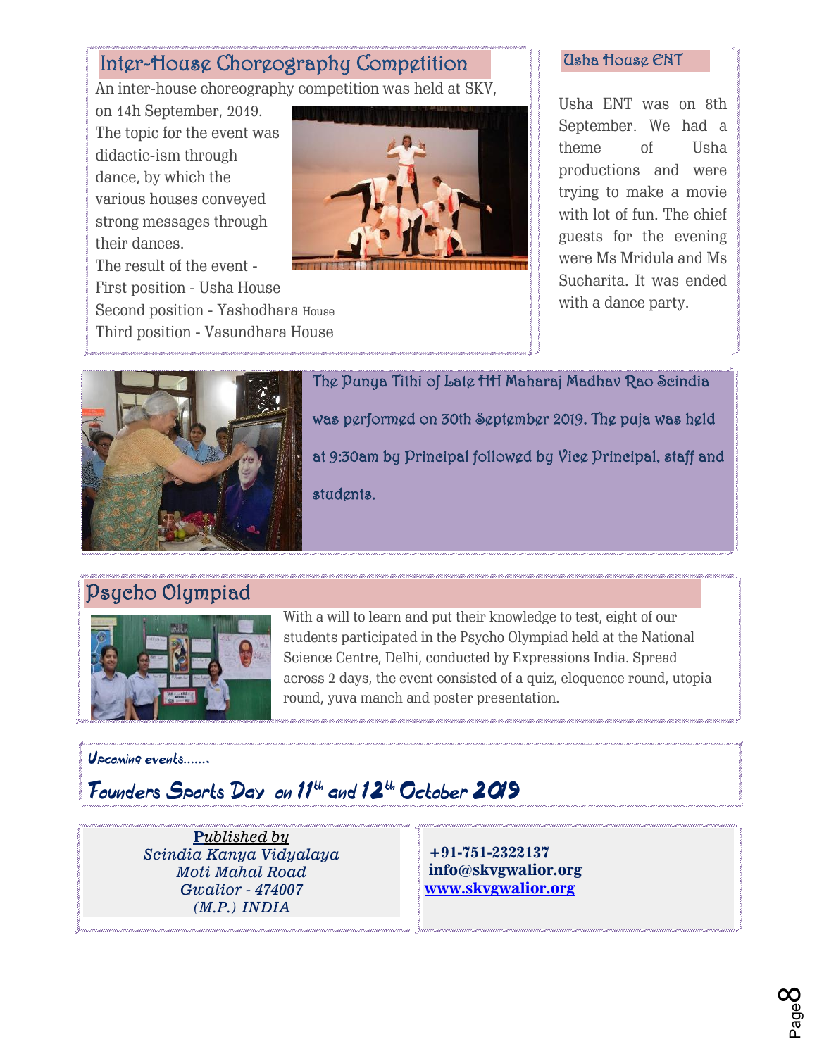## Inter-House Choreography Competition

An inter-house choreography competition was held at SKV, on 14h September, 2019. The topic for the event was didactic-ism through dance, by which the various houses conveyed strong messages through their dances.

The result of the event -

First position - Usha House

Second position - Yashodhara House

Third position - Vasundhara House

## Usha House ENT

Usha ENT was on 8th September. We had a theme of Usha productions and were trying to make a movie with lot of fun. The chief guests for the evening were Ms Mridula and Ms Sucharita. It was ended with a dance party.

The Punya Tithi of Late HH Maharaj Madhav Rao Scindia was performed on 30th September 2019. The puja was held at 9:30am by Principal followed by Vice Principal, staff and students.

## Psycho Olympiad

With a will to learn and put their knowledge to test, eight of our students participated in the Psycho Olympiad held at the National Science Centre, Delhi, conducted by Expressions India. Spread across 2 days, the event consisted of a quiz, eloquence round, utopia round, yuva manch and poster presentation.

*Upcoming events.......*

## Founders Sports Day on 11th and 12th October 2019

**Published by**
*Scindia Kanya Vidyalaya*
*Moti Mahal Road*
*Gwalior - 474007*
*(M.P.) INDIA*

**+91-751-2322137**
**info@skvgwalior.org**
**www.skvgwalior.org**